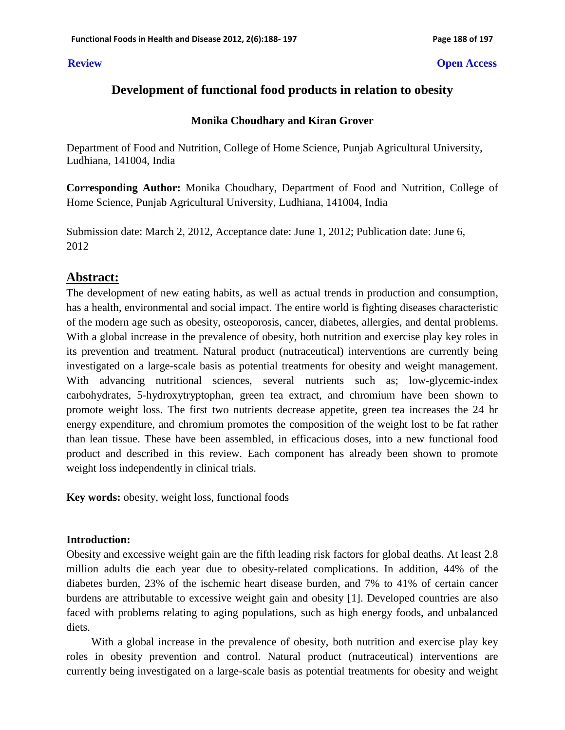**Review** **Open Access**

# Development of functional food products in relation to obesity

**Monika Choudhary and Kiran Grover**

Department of Food and Nutrition, College of Home Science, Punjab Agricultural University, Ludhiana, 141004, India

**Corresponding Author:** Monika Choudhary, Department of Food and Nutrition, College of Home Science, Punjab Agricultural University, Ludhiana, 141004, India

Submission date: March 2, 2012, Acceptance date: June 1, 2012; Publication date: June 6, 2012

## Abstract:

The development of new eating habits, as well as actual trends in production and consumption, has a health, environmental and social impact. The entire world is fighting diseases characteristic of the modern age such as obesity, osteoporosis, cancer, diabetes, allergies, and dental problems. With a global increase in the prevalence of obesity, both nutrition and exercise play key roles in its prevention and treatment. Natural product (nutraceutical) interventions are currently being investigated on a large-scale basis as potential treatments for obesity and weight management. With advancing nutritional sciences, several nutrients such as; low-glycemic-index carbohydrates, 5-hydroxytryptophan, green tea extract, and chromium have been shown to promote weight loss. The first two nutrients decrease appetite, green tea increases the 24 hr energy expenditure, and chromium promotes the composition of the weight lost to be fat rather than lean tissue. These have been assembled, in efficacious doses, into a new functional food product and described in this review. Each component has already been shown to promote weight loss independently in clinical trials.

**Key words:** obesity, weight loss, functional foods

**Introduction:**

Obesity and excessive weight gain are the fifth leading risk factors for global deaths. At least 2.8 million adults die each year due to obesity-related complications. In addition, 44% of the diabetes burden, 23% of the ischemic heart disease burden, and 7% to 41% of certain cancer burdens are attributable to excessive weight gain and obesity [1]. Developed countries are also faced with problems relating to aging populations, such as high energy foods, and unbalanced diets.

With a global increase in the prevalence of obesity, both nutrition and exercise play key roles in obesity prevention and control. Natural product (nutraceutical) interventions are currently being investigated on a large-scale basis as potential treatments for obesity and weight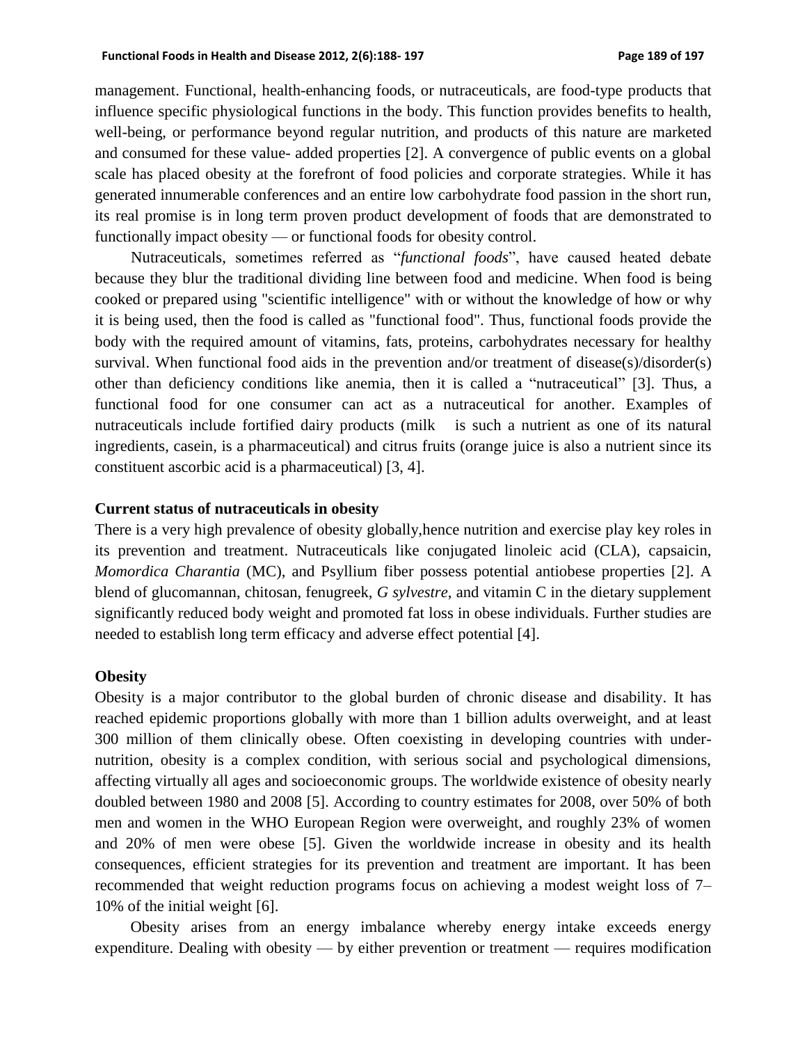management. Functional, health-enhancing foods, or nutraceuticals, are food-type products that influence specific physiological functions in the body. This function provides benefits to health, well-being, or performance beyond regular nutrition, and products of this nature are marketed and consumed for these value- added properties [2]. A convergence of public events on a global scale has placed obesity at the forefront of food policies and corporate strategies. While it has generated innumerable conferences and an entire low carbohydrate food passion in the short run, its real promise is in long term proven product development of foods that are demonstrated to functionally impact obesity — or functional foods for obesity control.

Nutraceuticals, sometimes referred as "*functional foods*", have caused heated debate because they blur the traditional dividing line between food and medicine. When food is being cooked or prepared using "scientific intelligence" with or without the knowledge of how or why it is being used, then the food is called as "functional food". Thus, functional foods provide the body with the required amount of vitamins, fats, proteins, carbohydrates necessary for healthy survival. When functional food aids in the prevention and/or treatment of disease(s)/disorder(s) other than deficiency conditions like anemia, then it is called a "nutraceutical" [3]. Thus, a functional food for one consumer can act as a nutraceutical for another. Examples of nutraceuticals include fortified dairy products (milk is such a nutrient as one of its natural ingredients, casein, is a pharmaceutical) and citrus fruits (orange juice is also a nutrient since its constituent ascorbic acid is a pharmaceutical) [3, 4].

**Current status of nutraceuticals in obesity**

There is a very high prevalence of obesity globally,hence nutrition and exercise play key roles in its prevention and treatment. Nutraceuticals like conjugated linoleic acid (CLA), capsaicin, *Momordica Charantia* (MC), and Psyllium fiber possess potential antiobese properties [2]. A blend of glucomannan, chitosan, fenugreek, *G sylvestre*, and vitamin C in the dietary supplement significantly reduced body weight and promoted fat loss in obese individuals. Further studies are needed to establish long term efficacy and adverse effect potential [4].

**Obesity**

Obesity is a major contributor to the global burden of chronic disease and disability. It has reached epidemic proportions globally with more than 1 billion adults overweight, and at least 300 million of them clinically obese. Often coexisting in developing countries with under-nutrition, obesity is a complex condition, with serious social and psychological dimensions, affecting virtually all ages and socioeconomic groups. The worldwide existence of obesity nearly doubled between 1980 and 2008 [5]. According to country estimates for 2008, over 50% of both men and women in the WHO European Region were overweight, and roughly 23% of women and 20% of men were obese [5]. Given the worldwide increase in obesity and its health consequences, efficient strategies for its prevention and treatment are important. It has been recommended that weight reduction programs focus on achieving a modest weight loss of 7–10% of the initial weight [6].

Obesity arises from an energy imbalance whereby energy intake exceeds energy expenditure. Dealing with obesity — by either prevention or treatment — requires modification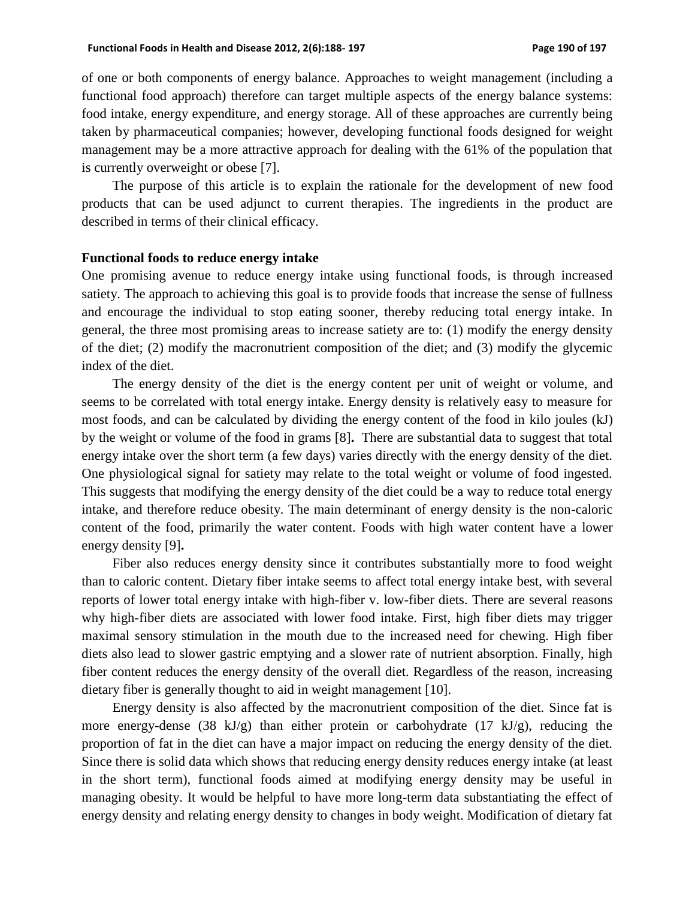of one or both components of energy balance. Approaches to weight management (including a functional food approach) therefore can target multiple aspects of the energy balance systems: food intake, energy expenditure, and energy storage. All of these approaches are currently being taken by pharmaceutical companies; however, developing functional foods designed for weight management may be a more attractive approach for dealing with the 61% of the population that is currently overweight or obese [7].

The purpose of this article is to explain the rationale for the development of new food products that can be used adjunct to current therapies. The ingredients in the product are described in terms of their clinical efficacy.

**Functional foods to reduce energy intake**

One promising avenue to reduce energy intake using functional foods, is through increased satiety. The approach to achieving this goal is to provide foods that increase the sense of fullness and encourage the individual to stop eating sooner, thereby reducing total energy intake. In general, the three most promising areas to increase satiety are to: (1) modify the energy density of the diet; (2) modify the macronutrient composition of the diet; and (3) modify the glycemic index of the diet.

The energy density of the diet is the energy content per unit of weight or volume, and seems to be correlated with total energy intake. Energy density is relatively easy to measure for most foods, and can be calculated by dividing the energy content of the food in kilo joules (kJ) by the weight or volume of the food in grams [8]**.** There are substantial data to suggest that total energy intake over the short term (a few days) varies directly with the energy density of the diet. One physiological signal for satiety may relate to the total weight or volume of food ingested. This suggests that modifying the energy density of the diet could be a way to reduce total energy intake, and therefore reduce obesity. The main determinant of energy density is the non-caloric content of the food, primarily the water content. Foods with high water content have a lower energy density [9]**.**

Fiber also reduces energy density since it contributes substantially more to food weight than to caloric content. Dietary fiber intake seems to affect total energy intake best, with several reports of lower total energy intake with high-fiber v. low-fiber diets. There are several reasons why high-fiber diets are associated with lower food intake. First, high fiber diets may trigger maximal sensory stimulation in the mouth due to the increased need for chewing. High fiber diets also lead to slower gastric emptying and a slower rate of nutrient absorption. Finally, high fiber content reduces the energy density of the overall diet. Regardless of the reason, increasing dietary fiber is generally thought to aid in weight management [10].

Energy density is also affected by the macronutrient composition of the diet. Since fat is more energy-dense (38 kJ/g) than either protein or carbohydrate (17 kJ/g), reducing the proportion of fat in the diet can have a major impact on reducing the energy density of the diet. Since there is solid data which shows that reducing energy density reduces energy intake (at least in the short term), functional foods aimed at modifying energy density may be useful in managing obesity. It would be helpful to have more long-term data substantiating the effect of energy density and relating energy density to changes in body weight. Modification of dietary fat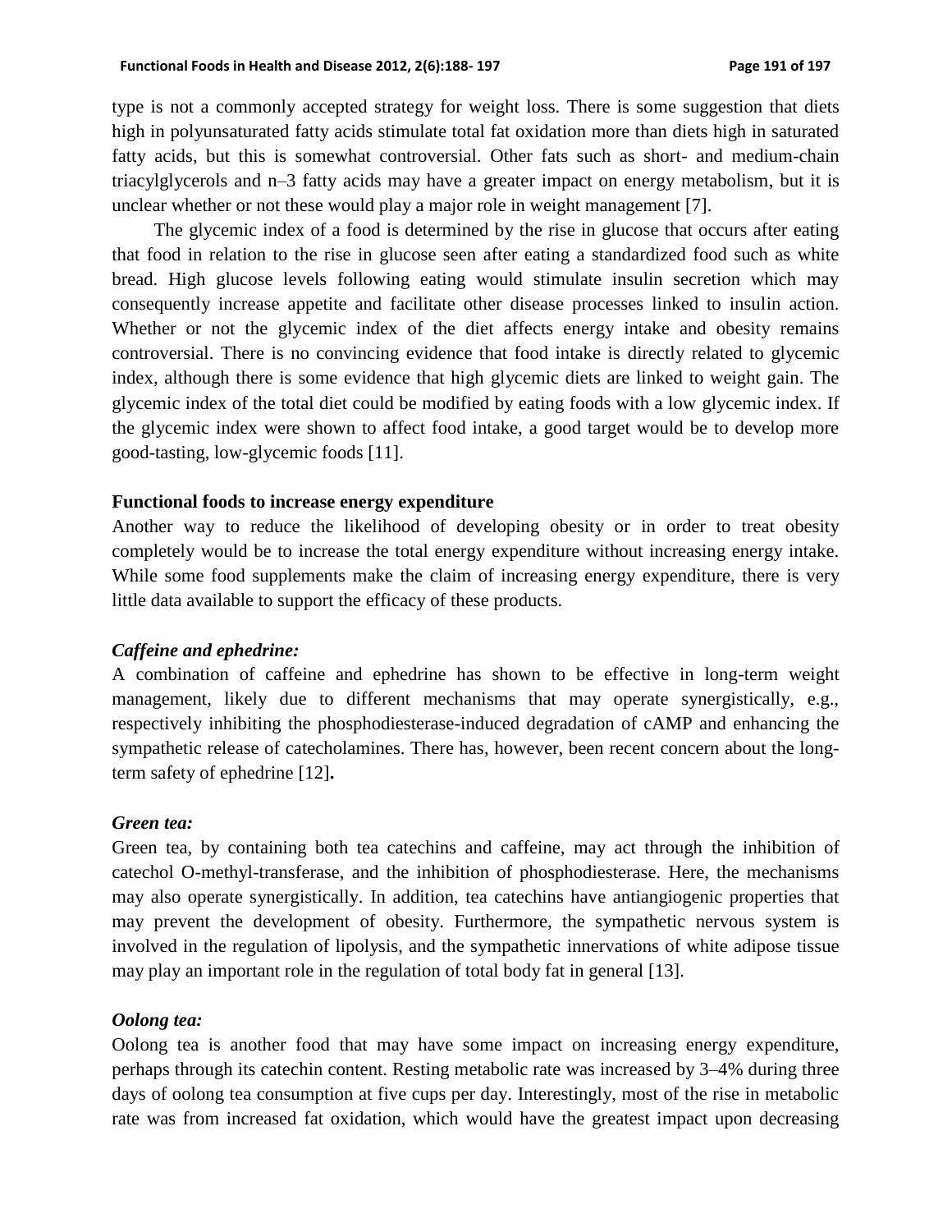type is not a commonly accepted strategy for weight loss. There is some suggestion that diets high in polyunsaturated fatty acids stimulate total fat oxidation more than diets high in saturated fatty acids, but this is somewhat controversial. Other fats such as short- and medium-chain triacylglycerols and n–3 fatty acids may have a greater impact on energy metabolism, but it is unclear whether or not these would play a major role in weight management [7].

The glycemic index of a food is determined by the rise in glucose that occurs after eating that food in relation to the rise in glucose seen after eating a standardized food such as white bread. High glucose levels following eating would stimulate insulin secretion which may consequently increase appetite and facilitate other disease processes linked to insulin action. Whether or not the glycemic index of the diet affects energy intake and obesity remains controversial. There is no convincing evidence that food intake is directly related to glycemic index, although there is some evidence that high glycemic diets are linked to weight gain. The glycemic index of the total diet could be modified by eating foods with a low glycemic index. If the glycemic index were shown to affect food intake, a good target would be to develop more good-tasting, low-glycemic foods [11].

### Functional foods to increase energy expenditure

Another way to reduce the likelihood of developing obesity or in order to treat obesity completely would be to increase the total energy expenditure without increasing energy intake. While some food supplements make the claim of increasing energy expenditure, there is very little data available to support the efficacy of these products.

#### *Caffeine and ephedrine:*

A combination of caffeine and ephedrine has shown to be effective in long-term weight management, likely due to different mechanisms that may operate synergistically, e.g., respectively inhibiting the phosphodiesterase-induced degradation of cAMP and enhancing the sympathetic release of catecholamines. There has, however, been recent concern about the long-term safety of ephedrine [12]**.**

#### *Green tea:*

Green tea, by containing both tea catechins and caffeine, may act through the inhibition of catechol O-methyl-transferase, and the inhibition of phosphodiesterase. Here, the mechanisms may also operate synergistically. In addition, tea catechins have antiangiogenic properties that may prevent the development of obesity. Furthermore, the sympathetic nervous system is involved in the regulation of lipolysis, and the sympathetic innervations of white adipose tissue may play an important role in the regulation of total body fat in general [13].

#### *Oolong tea:*

Oolong tea is another food that may have some impact on increasing energy expenditure, perhaps through its catechin content. Resting metabolic rate was increased by 3–4% during three days of oolong tea consumption at five cups per day. Interestingly, most of the rise in metabolic rate was from increased fat oxidation, which would have the greatest impact upon decreasing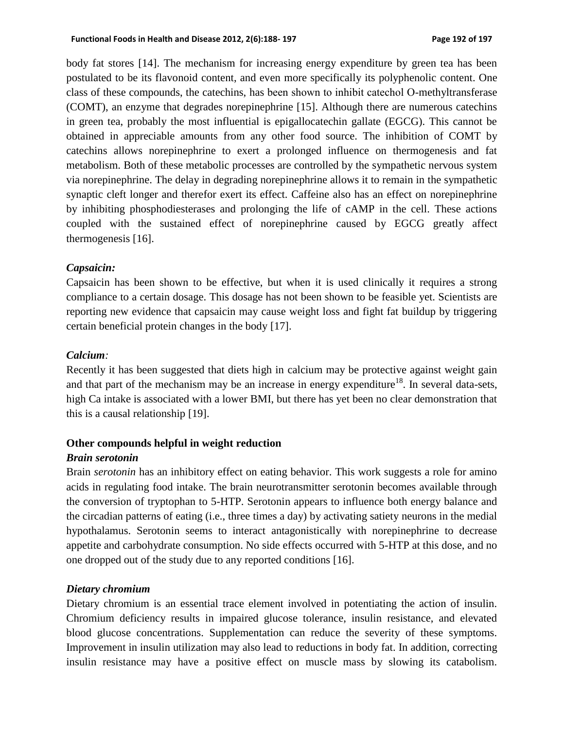body fat stores [14]. The mechanism for increasing energy expenditure by green tea has been postulated to be its flavonoid content, and even more specifically its polyphenolic content. One class of these compounds, the catechins, has been shown to inhibit catechol O-methyltransferase (COMT), an enzyme that degrades norepinephrine [15]. Although there are numerous catechins in green tea, probably the most influential is epigallocatechin gallate (EGCG). This cannot be obtained in appreciable amounts from any other food source. The inhibition of COMT by catechins allows norepinephrine to exert a prolonged influence on thermogenesis and fat metabolism. Both of these metabolic processes are controlled by the sympathetic nervous system via norepinephrine. The delay in degrading norepinephrine allows it to remain in the sympathetic synaptic cleft longer and therefor exert its effect. Caffeine also has an effect on norepinephrine by inhibiting phosphodiesterases and prolonging the life of cAMP in the cell. These actions coupled with the sustained effect of norepinephrine caused by EGCG greatly affect thermogenesis [16].

***Capsaicin:***

Capsaicin has been shown to be effective, but when it is used clinically it requires a strong compliance to a certain dosage. This dosage has not been shown to be feasible yet. Scientists are reporting new evidence that capsaicin may cause weight loss and fight fat buildup by triggering certain beneficial protein changes in the body [17].

***Calcium:***

Recently it has been suggested that diets high in calcium may be protective against weight gain and that part of the mechanism may be an increase in energy expenditure[18]. In several data-sets, high Ca intake is associated with a lower BMI, but there has yet been no clear demonstration that this is a causal relationship [19].

### Other compounds helpful in weight reduction

***Brain serotonin***

Brain *serotonin* has an inhibitory effect on eating behavior. This work suggests a role for amino acids in regulating food intake. The brain neurotransmitter serotonin becomes available through the conversion of tryptophan to 5-HTP. Serotonin appears to influence both energy balance and the circadian patterns of eating (i.e., three times a day) by activating satiety neurons in the medial hypothalamus. Serotonin seems to interact antagonistically with norepinephrine to decrease appetite and carbohydrate consumption. No side effects occurred with 5-HTP at this dose, and no one dropped out of the study due to any reported conditions [16].

***Dietary chromium***

Dietary chromium is an essential trace element involved in potentiating the action of insulin. Chromium deficiency results in impaired glucose tolerance, insulin resistance, and elevated blood glucose concentrations. Supplementation can reduce the severity of these symptoms. Improvement in insulin utilization may also lead to reductions in body fat. In addition, correcting insulin resistance may have a positive effect on muscle mass by slowing its catabolism.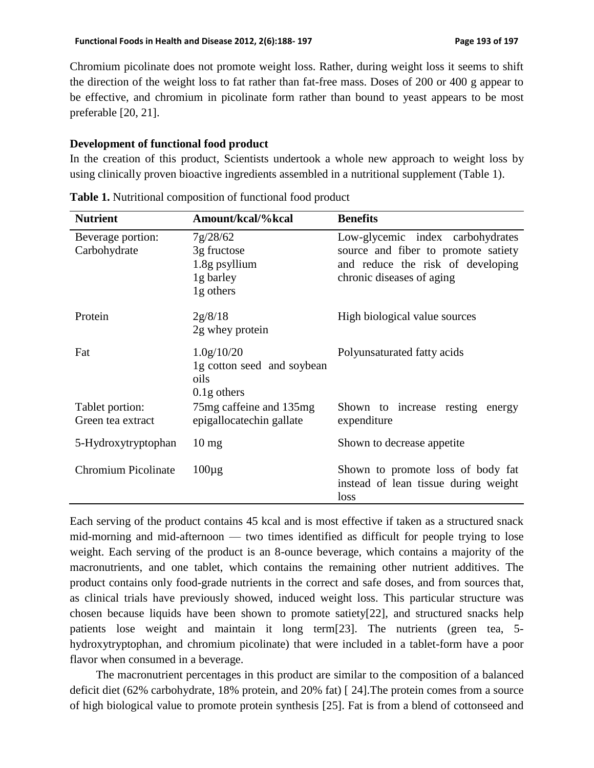Chromium picolinate does not promote weight loss. Rather, during weight loss it seems to shift the direction of the weight loss to fat rather than fat-free mass. Doses of 200 or 400 g appear to be effective, and chromium in picolinate form rather than bound to yeast appears to be most preferable [20, 21].

**Development of functional food product**

In the creation of this product, Scientists undertook a whole new approach to weight loss by using clinically proven bioactive ingredients assembled in a nutritional supplement (Table 1).

**Table 1.** Nutritional composition of functional food product

| Nutrient | Amount/kcal/%kcal | Benefits |
|---|---|---|
| Beverage portion: Carbohydrate | 7g/28/62<br>3g fructose<br>1.8g psyllium<br>1g barley<br>1g others | Low-glycemic index carbohydrates source and fiber to promote satiety and reduce the risk of developing chronic diseases of aging |
| Protein | 2g/8/18<br>2g whey protein | High biological value sources |
| Fat | 1.0g/10/20<br>1g cotton seed and soybean oils<br>0.1g others | Polyunsaturated fatty acids |
| Tablet portion: Green tea extract | 75mg caffeine and 135mg epigallocatechin gallate | Shown to increase resting energy expenditure |
| 5-Hydroxytryptophan | 10 mg | Shown to decrease appetite |
| Chromium Picolinate | 100µg | Shown to promote loss of body fat instead of lean tissue during weight loss |

Each serving of the product contains 45 kcal and is most effective if taken as a structured snack mid-morning and mid-afternoon — two times identified as difficult for people trying to lose weight. Each serving of the product is an 8-ounce beverage, which contains a majority of the macronutrients, and one tablet, which contains the remaining other nutrient additives. The product contains only food-grade nutrients in the correct and safe doses, and from sources that, as clinical trials have previously showed, induced weight loss. This particular structure was chosen because liquids have been shown to promote satiety[22], and structured snacks help patients lose weight and maintain it long term[23]. The nutrients (green tea, 5-hydroxytryptophan, and chromium picolinate) that were included in a tablet-form have a poor flavor when consumed in a beverage.

The macronutrient percentages in this product are similar to the composition of a balanced deficit diet (62% carbohydrate, 18% protein, and 20% fat) [ 24].The protein comes from a source of high biological value to promote protein synthesis [25]. Fat is from a blend of cottonseed and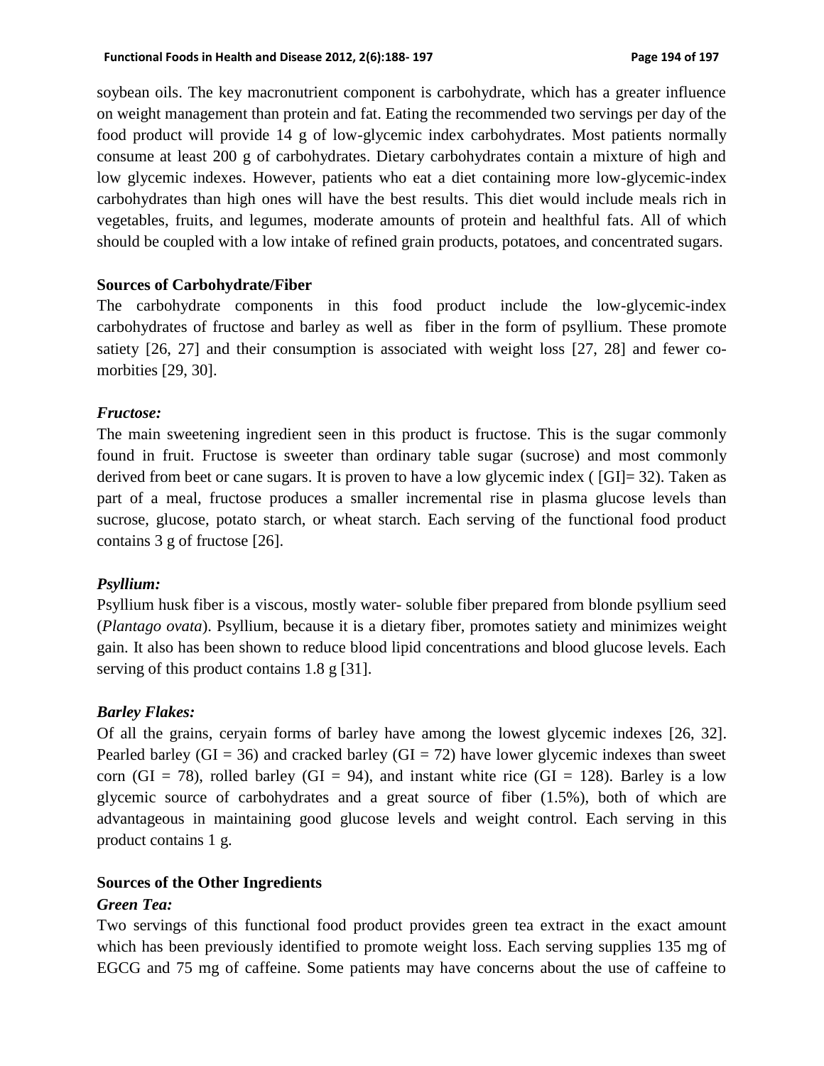soybean oils. The key macronutrient component is carbohydrate, which has a greater influence on weight management than protein and fat. Eating the recommended two servings per day of the food product will provide 14 g of low-glycemic index carbohydrates. Most patients normally consume at least 200 g of carbohydrates. Dietary carbohydrates contain a mixture of high and low glycemic indexes. However, patients who eat a diet containing more low-glycemic-index carbohydrates than high ones will have the best results. This diet would include meals rich in vegetables, fruits, and legumes, moderate amounts of protein and healthful fats. All of which should be coupled with a low intake of refined grain products, potatoes, and concentrated sugars.

**Sources of Carbohydrate/Fiber**

The carbohydrate components in this food product include the low-glycemic-index carbohydrates of fructose and barley as well as fiber in the form of psyllium. These promote satiety [26, 27] and their consumption is associated with weight loss [27, 28] and fewer co-morbities [29, 30].

***Fructose:***

The main sweetening ingredient seen in this product is fructose. This is the sugar commonly found in fruit. Fructose is sweeter than ordinary table sugar (sucrose) and most commonly derived from beet or cane sugars. It is proven to have a low glycemic index ( [GI]= 32). Taken as part of a meal, fructose produces a smaller incremental rise in plasma glucose levels than sucrose, glucose, potato starch, or wheat starch. Each serving of the functional food product contains 3 g of fructose [26].

***Psyllium:***

Psyllium husk fiber is a viscous, mostly water- soluble fiber prepared from blonde psyllium seed (*Plantago ovata*). Psyllium, because it is a dietary fiber, promotes satiety and minimizes weight gain. It also has been shown to reduce blood lipid concentrations and blood glucose levels. Each serving of this product contains 1.8 g [31].

***Barley Flakes:***

Of all the grains, ceryain forms of barley have among the lowest glycemic indexes [26, 32]. Pearled barley (GI = 36) and cracked barley (GI = 72) have lower glycemic indexes than sweet corn (GI = 78), rolled barley (GI = 94), and instant white rice (GI = 128). Barley is a low glycemic source of carbohydrates and a great source of fiber (1.5%), both of which are advantageous in maintaining good glucose levels and weight control. Each serving in this product contains 1 g.

**Sources of the Other Ingredients**

***Green Tea:***

Two servings of this functional food product provides green tea extract in the exact amount which has been previously identified to promote weight loss. Each serving supplies 135 mg of EGCG and 75 mg of caffeine. Some patients may have concerns about the use of caffeine to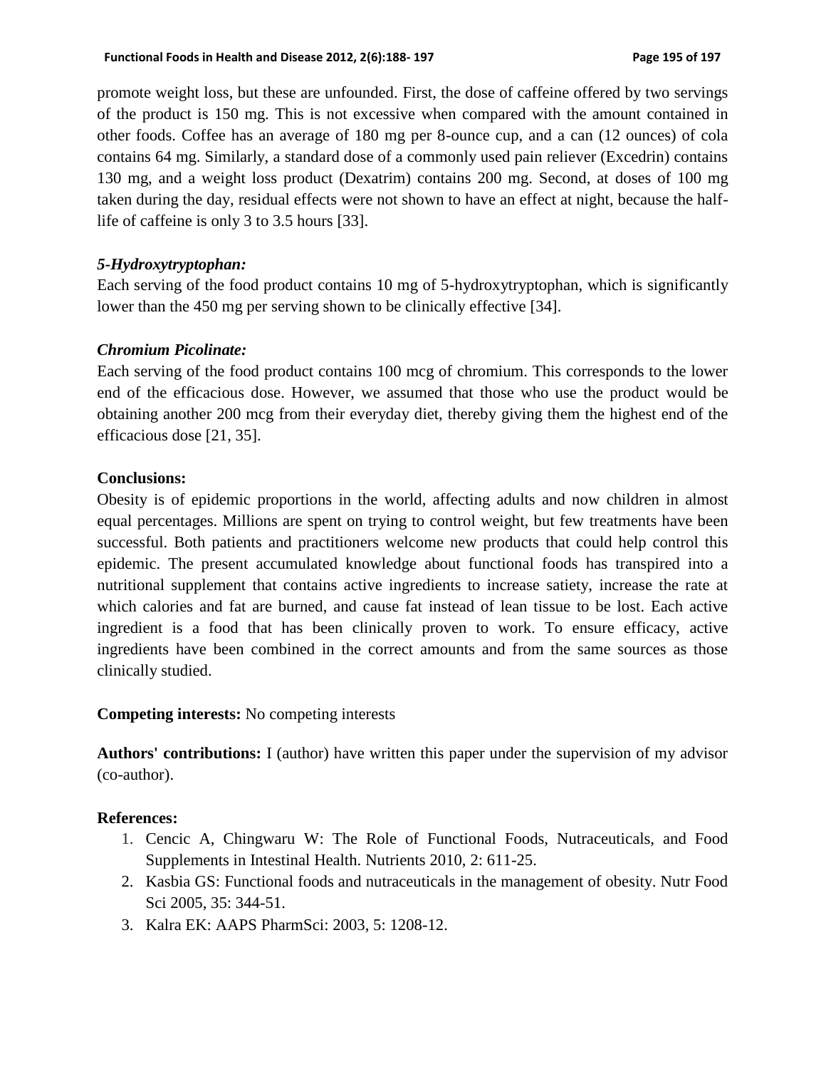promote weight loss, but these are unfounded. First, the dose of caffeine offered by two servings of the product is 150 mg. This is not excessive when compared with the amount contained in other foods. Coffee has an average of 180 mg per 8-ounce cup, and a can (12 ounces) of cola contains 64 mg. Similarly, a standard dose of a commonly used pain reliever (Excedrin) contains 130 mg, and a weight loss product (Dexatrim) contains 200 mg. Second, at doses of 100 mg taken during the day, residual effects were not shown to have an effect at night, because the half-life of caffeine is only 3 to 3.5 hours [33].

***5-Hydroxytryptophan:***

Each serving of the food product contains 10 mg of 5-hydroxytryptophan, which is significantly lower than the 450 mg per serving shown to be clinically effective [34].

***Chromium Picolinate:***

Each serving of the food product contains 100 mcg of chromium. This corresponds to the lower end of the efficacious dose. However, we assumed that those who use the product would be obtaining another 200 mcg from their everyday diet, thereby giving them the highest end of the efficacious dose [21, 35].

**Conclusions:**

Obesity is of epidemic proportions in the world, affecting adults and now children in almost equal percentages. Millions are spent on trying to control weight, but few treatments have been successful. Both patients and practitioners welcome new products that could help control this epidemic. The present accumulated knowledge about functional foods has transpired into a nutritional supplement that contains active ingredients to increase satiety, increase the rate at which calories and fat are burned, and cause fat instead of lean tissue to be lost. Each active ingredient is a food that has been clinically proven to work. To ensure efficacy, active ingredients have been combined in the correct amounts and from the same sources as those clinically studied.

**Competing interests:** No competing interests

**Authors' contributions:** I (author) have written this paper under the supervision of my advisor (co-author).

**References:**

1. Cencic A, Chingwaru W: The Role of Functional Foods, Nutraceuticals, and Food Supplements in Intestinal Health. Nutrients 2010, 2: 611-25.
2. Kasbia GS: Functional foods and nutraceuticals in the management of obesity. Nutr Food Sci 2005, 35: 344-51.
3. Kalra EK: AAPS PharmSci: 2003, 5: 1208-12.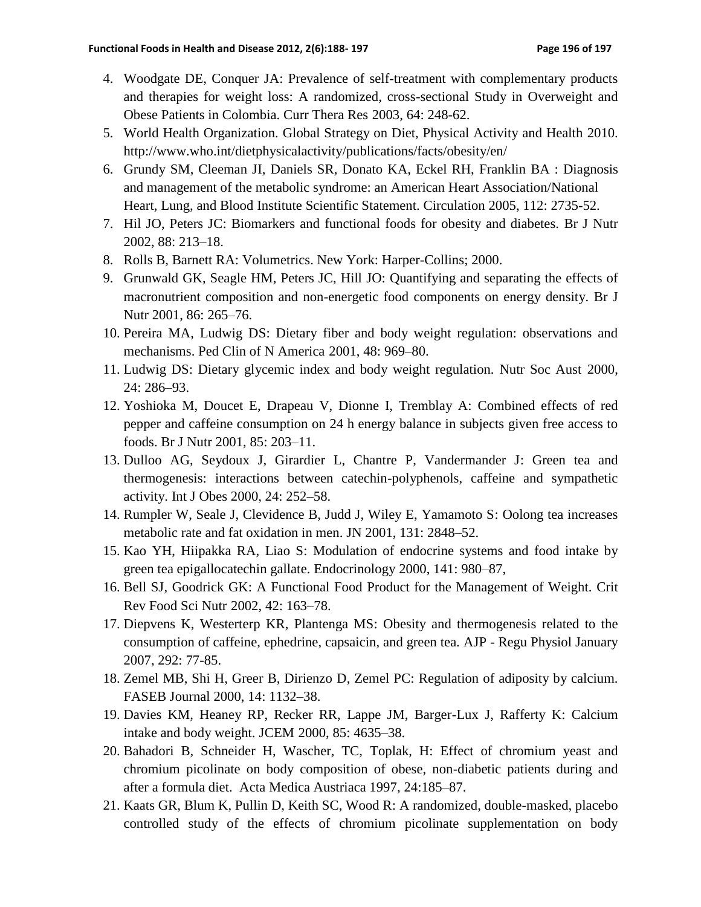4. Woodgate DE, Conquer JA: Prevalence of self-treatment with complementary products and therapies for weight loss: A randomized, cross-sectional Study in Overweight and Obese Patients in Colombia. Curr Thera Res 2003, 64: 248-62.
5. World Health Organization. Global Strategy on Diet, Physical Activity and Health 2010. http://www.who.int/dietphysicalactivity/publications/facts/obesity/en/
6. Grundy SM, Cleeman JI, Daniels SR, Donato KA, Eckel RH, Franklin BA : Diagnosis and management of the metabolic syndrome: an American Heart Association/National Heart, Lung, and Blood Institute Scientific Statement. Circulation 2005, 112: 2735-52.
7. Hil JO, Peters JC: Biomarkers and functional foods for obesity and diabetes. Br J Nutr 2002, 88: 213–18.
8. Rolls B, Barnett RA: Volumetrics. New York: Harper-Collins; 2000.
9. Grunwald GK, Seagle HM, Peters JC, Hill JO: Quantifying and separating the effects of macronutrient composition and non-energetic food components on energy density. Br J Nutr 2001, 86: 265–76.
10. Pereira MA, Ludwig DS: Dietary fiber and body weight regulation: observations and mechanisms. Ped Clin of N America 2001, 48: 969–80.
11. Ludwig DS: Dietary glycemic index and body weight regulation. Nutr Soc Aust 2000, 24: 286–93.
12. Yoshioka M, Doucet E, Drapeau V, Dionne I, Tremblay A: Combined effects of red pepper and caffeine consumption on 24 h energy balance in subjects given free access to foods. Br J Nutr 2001, 85: 203–11.
13. Dulloo AG, Seydoux J, Girardier L, Chantre P, Vandermander J: Green tea and thermogenesis: interactions between catechin-polyphenols, caffeine and sympathetic activity. Int J Obes 2000, 24: 252–58.
14. Rumpler W, Seale J, Clevidence B, Judd J, Wiley E, Yamamoto S: Oolong tea increases metabolic rate and fat oxidation in men. JN 2001, 131: 2848–52.
15. Kao YH, Hiipakka RA, Liao S: Modulation of endocrine systems and food intake by green tea epigallocatechin gallate. Endocrinology 2000, 141: 980–87,
16. Bell SJ, Goodrick GK: A Functional Food Product for the Management of Weight. Crit Rev Food Sci Nutr 2002, 42: 163–78.
17. Diepvens K, Westerterp KR, Plantenga MS: Obesity and thermogenesis related to the consumption of caffeine, ephedrine, capsaicin, and green tea. AJP - Regu Physiol January 2007, 292: 77-85.
18. Zemel MB, Shi H, Greer B, Dirienzo D, Zemel PC: Regulation of adiposity by calcium. FASEB Journal 2000, 14: 1132–38.
19. Davies KM, Heaney RP, Recker RR, Lappe JM, Barger-Lux J, Rafferty K: Calcium intake and body weight. JCEM 2000, 85: 4635–38.
20. Bahadori B, Schneider H, Wascher, TC, Toplak, H: Effect of chromium yeast and chromium picolinate on body composition of obese, non-diabetic patients during and after a formula diet. Acta Medica Austriaca 1997, 24:185–87.
21. Kaats GR, Blum K, Pullin D, Keith SC, Wood R: A randomized, double-masked, placebo controlled study of the effects of chromium picolinate supplementation on body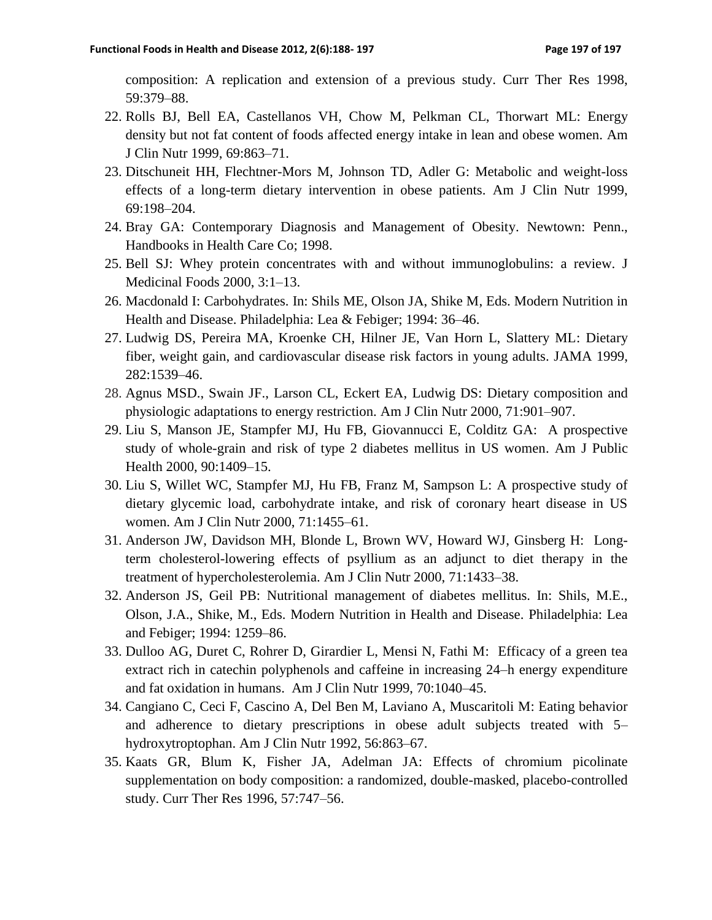composition: A replication and extension of a previous study. Curr Ther Res 1998, 59:379–88.

22. Rolls BJ, Bell EA, Castellanos VH, Chow M, Pelkman CL, Thorwart ML: Energy density but not fat content of foods affected energy intake in lean and obese women. Am J Clin Nutr 1999, 69:863–71.
23. Ditschuneit HH, Flechtner-Mors M, Johnson TD, Adler G: Metabolic and weight-loss effects of a long-term dietary intervention in obese patients. Am J Clin Nutr 1999, 69:198–204.
24. Bray GA: Contemporary Diagnosis and Management of Obesity. Newtown: Penn., Handbooks in Health Care Co; 1998.
25. Bell SJ: Whey protein concentrates with and without immunoglobulins: a review. J Medicinal Foods 2000, 3:1–13.
26. Macdonald I: Carbohydrates. In: Shils ME, Olson JA, Shike M, Eds. Modern Nutrition in Health and Disease. Philadelphia: Lea & Febiger; 1994: 36–46.
27. Ludwig DS, Pereira MA, Kroenke CH, Hilner JE, Van Horn L, Slattery ML: Dietary fiber, weight gain, and cardiovascular disease risk factors in young adults. JAMA 1999, 282:1539–46.
28. Agnus MSD., Swain JF., Larson CL, Eckert EA, Ludwig DS: Dietary composition and physiologic adaptations to energy restriction. Am J Clin Nutr 2000, 71:901–907.
29. Liu S, Manson JE, Stampfer MJ, Hu FB, Giovannucci E, Colditz GA: A prospective study of whole-grain and risk of type 2 diabetes mellitus in US women. Am J Public Health 2000, 90:1409–15.
30. Liu S, Willet WC, Stampfer MJ, Hu FB, Franz M, Sampson L: A prospective study of dietary glycemic load, carbohydrate intake, and risk of coronary heart disease in US women. Am J Clin Nutr 2000, 71:1455–61.
31. Anderson JW, Davidson MH, Blonde L, Brown WV, Howard WJ, Ginsberg H: Long-term cholesterol-lowering effects of psyllium as an adjunct to diet therapy in the treatment of hypercholesterolemia. Am J Clin Nutr 2000, 71:1433–38.
32. Anderson JS, Geil PB: Nutritional management of diabetes mellitus. In: Shils, M.E., Olson, J.A., Shike, M., Eds. Modern Nutrition in Health and Disease. Philadelphia: Lea and Febiger; 1994: 1259–86.
33. Dulloo AG, Duret C, Rohrer D, Girardier L, Mensi N, Fathi M: Efficacy of a green tea extract rich in catechin polyphenols and caffeine in increasing 24–h energy expenditure and fat oxidation in humans. Am J Clin Nutr 1999, 70:1040–45.
34. Cangiano C, Ceci F, Cascino A, Del Ben M, Laviano A, Muscaritoli M: Eating behavior and adherence to dietary prescriptions in obese adult subjects treated with 5–hydroxytroptophan. Am J Clin Nutr 1992, 56:863–67.
35. Kaats GR, Blum K, Fisher JA, Adelman JA: Effects of chromium picolinate supplementation on body composition: a randomized, double-masked, placebo-controlled study. Curr Ther Res 1996, 57:747–56.